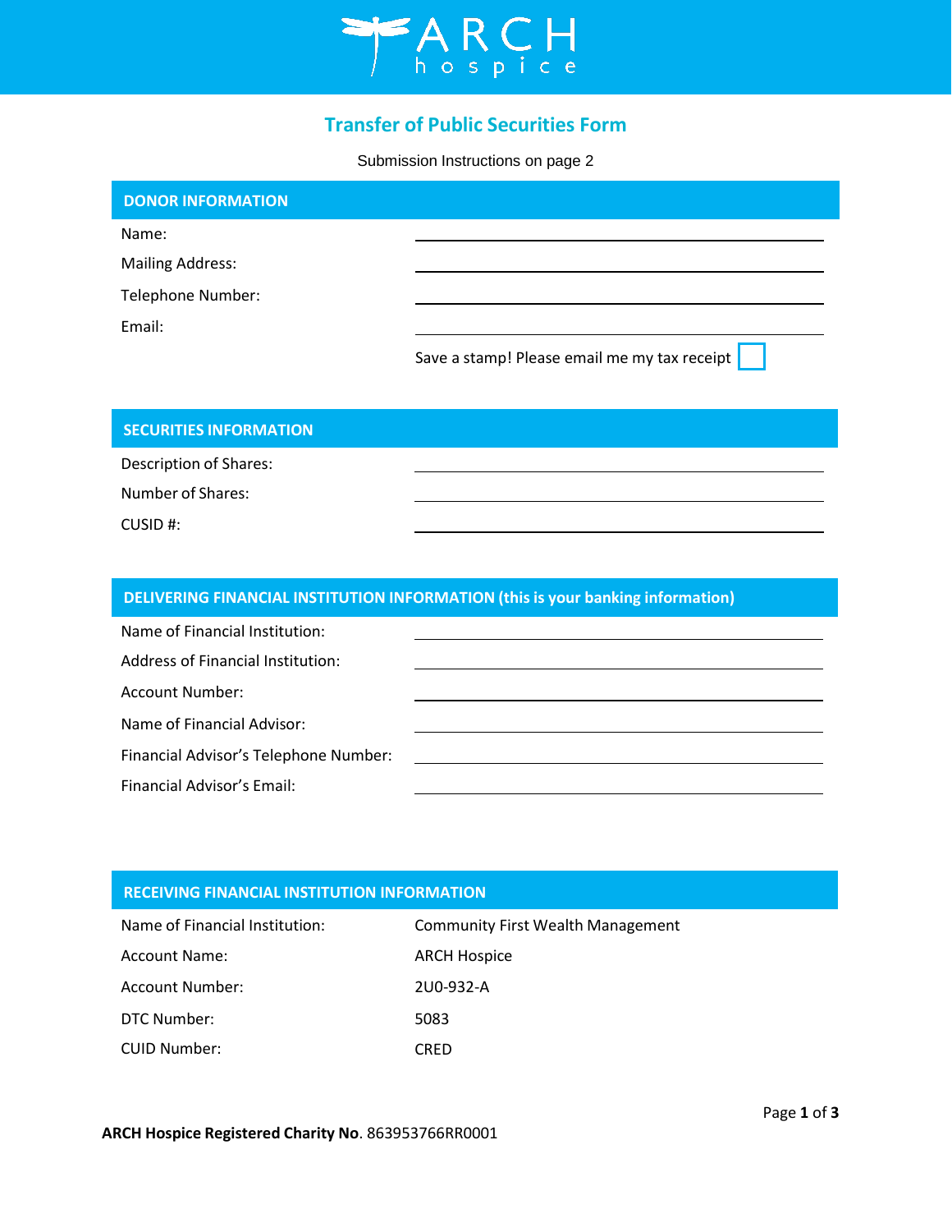# Transfer of Public Securities Form

Submission Instructions on page 2

## DONOR INFORMATION

| | |
|---|---|
| Name: | |
| Mailing Address: | |
| Telephone Number: | |
| Email: | |
| | Save a stamp! Please email me my tax receipt ☐ |

## SECURITIES INFORMATION

| | |
|---|---|
| Description of Shares: | |
| Number of Shares: | |
| CUSID #: | |

## DELIVERING FINANCIAL INSTITUTION INFORMATION (this is your banking information)

| | |
|---|---|
| Name of Financial Institution: | |
| Address of Financial Institution: | |
| Account Number: | |
| Name of Financial Advisor: | |
| Financial Advisor's Telephone Number: | |
| Financial Advisor's Email: | |

## RECEIVING FINANCIAL INSTITUTION INFORMATION

| | |
|---|---|
| Name of Financial Institution: | Community First Wealth Management |
| Account Name: | ARCH Hospice |
| Account Number: | 2U0-932-A |
| DTC Number: | 5083 |
| CUID Number: | CRED |

**ARCH Hospice Registered Charity No**. 863953766RR0001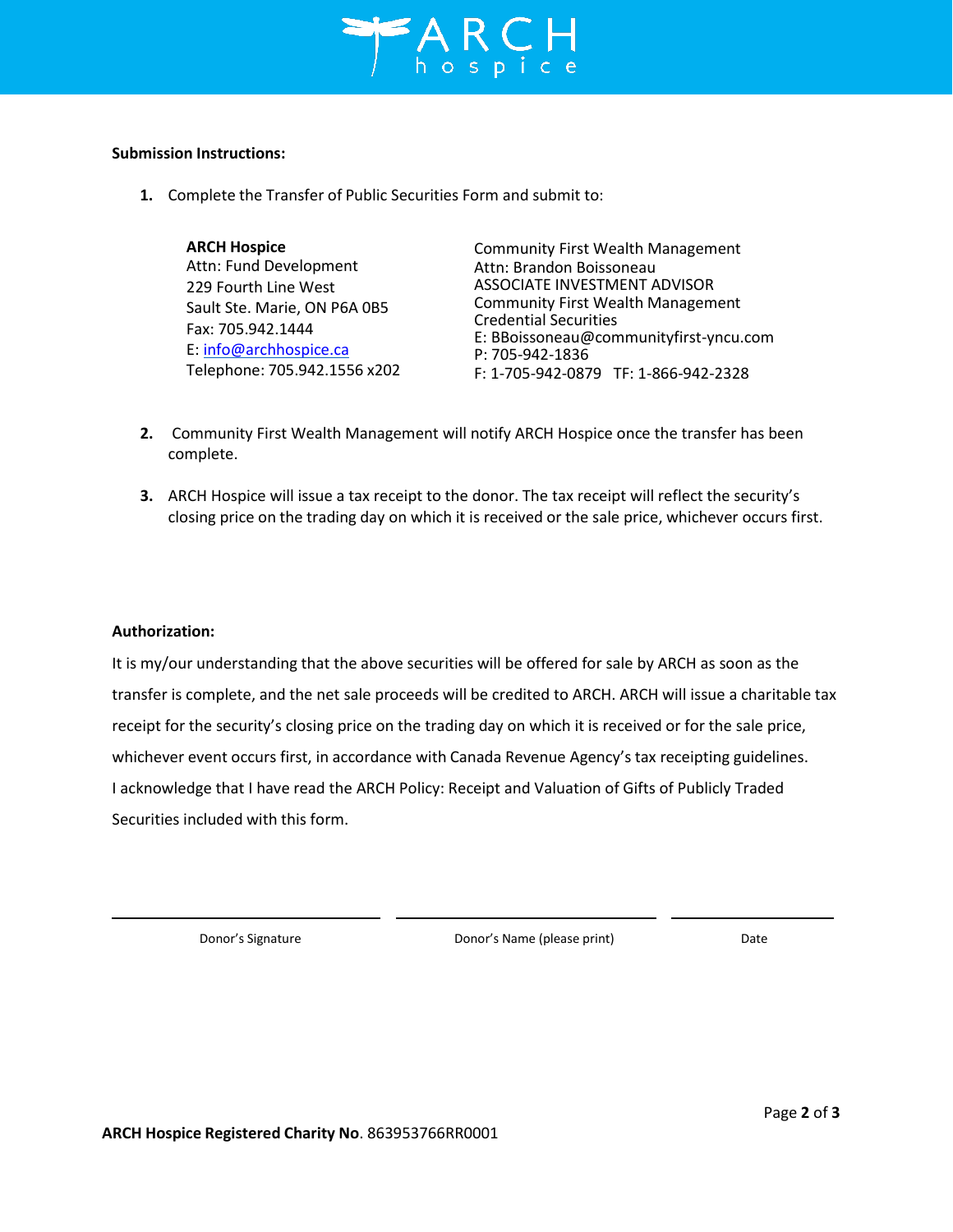**Submission Instructions:**

1. Complete the Transfer of Public Securities Form and submit to:

   **ARCH Hospice**
   Attn: Fund Development
   229 Fourth Line West
   Sault Ste. Marie, ON P6A 0B5
   Fax: 705.942.1444
   E: info@archhospice.ca
   Telephone: 705.942.1556 x202

   Community First Wealth Management
   Attn: Brandon Boissoneau
   ASSOCIATE INVESTMENT ADVISOR
   Community First Wealth Management
   Credential Securities
   E: BBoissoneau@communityfirst-yncu.com
   P: 705-942-1836
   F: 1-705-942-0879 TF: 1-866-942-2328

2. Community First Wealth Management will notify ARCH Hospice once the transfer has been complete.

3. ARCH Hospice will issue a tax receipt to the donor. The tax receipt will reflect the security's closing price on the trading day on which it is received or the sale price, whichever occurs first.

**Authorization:**

It is my/our understanding that the above securities will be offered for sale by ARCH as soon as the transfer is complete, and the net sale proceeds will be credited to ARCH. ARCH will issue a charitable tax receipt for the security's closing price on the trading day on which it is received or for the sale price, whichever event occurs first, in accordance with Canada Revenue Agency's tax receipting guidelines. I acknowledge that I have read the ARCH Policy: Receipt and Valuation of Gifts of Publicly Traded Securities included with this form.

| \_\_\_\_\_\_\_\_\_\_\_\_\_\_\_\_\_\_\_\_ | \_\_\_\_\_\_\_\_\_\_\_\_\_\_\_\_\_\_\_\_ | \_\_\_\_\_\_\_\_\_\_\_\_ |
|---|---|---|
| Donor's Signature | Donor's Name (please print) | Date |

**ARCH Hospice Registered Charity No**. 863953766RR0001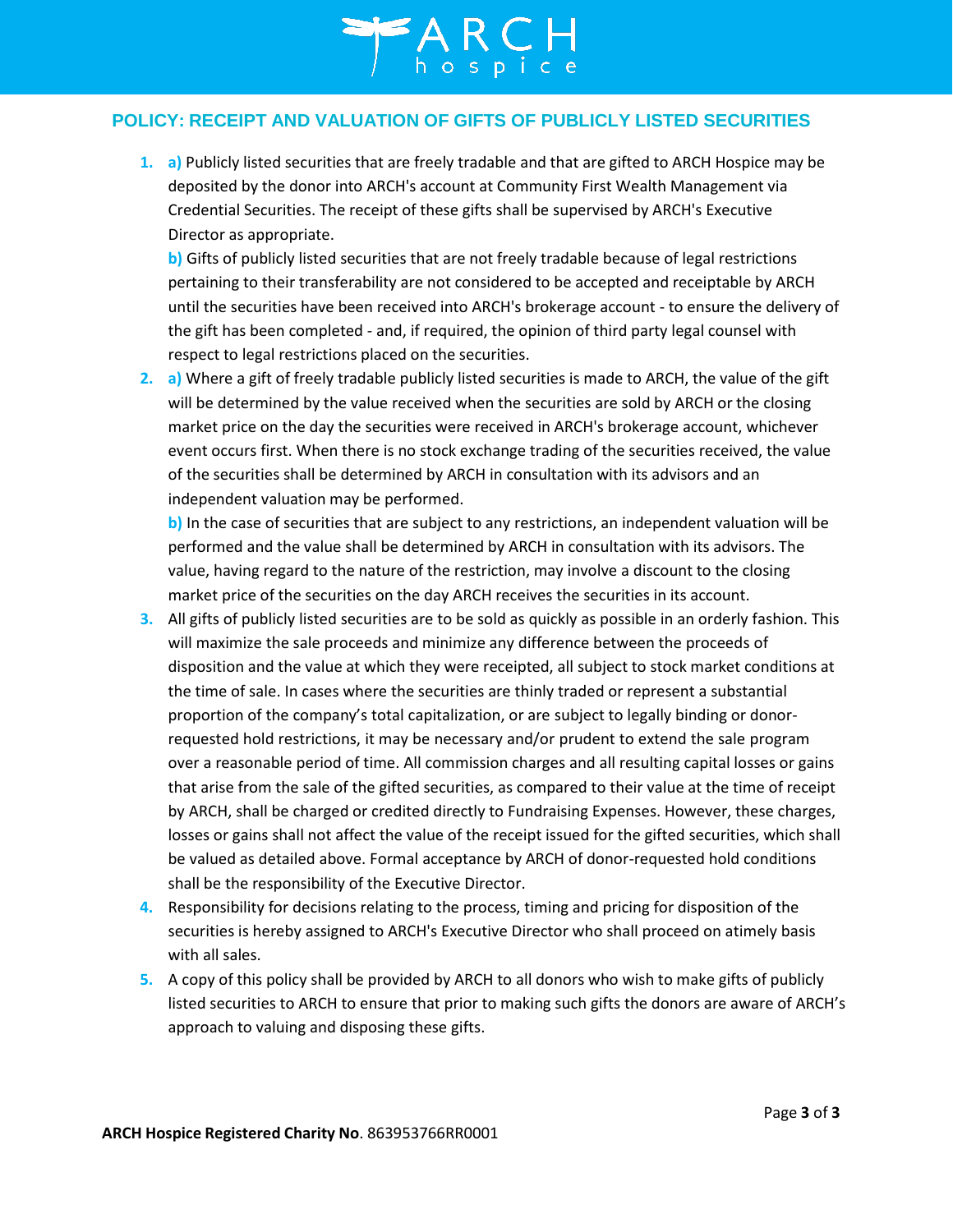## POLICY: RECEIPT AND VALUATION OF GIFTS OF PUBLICLY LISTED SECURITIES

1. **a)** Publicly listed securities that are freely tradable and that are gifted to ARCH Hospice may be deposited by the donor into ARCH's account at Community First Wealth Management via Credential Securities. The receipt of these gifts shall be supervised by ARCH's Executive Director as appropriate.

   **b)** Gifts of publicly listed securities that are not freely tradable because of legal restrictions pertaining to their transferability are not considered to be accepted and receiptable by ARCH until the securities have been received into ARCH's brokerage account - to ensure the delivery of the gift has been completed - and, if required, the opinion of third party legal counsel with respect to legal restrictions placed on the securities.

2. **a)** Where a gift of freely tradable publicly listed securities is made to ARCH, the value of the gift will be determined by the value received when the securities are sold by ARCH or the closing market price on the day the securities were received in ARCH's brokerage account, whichever event occurs first. When there is no stock exchange trading of the securities received, the value of the securities shall be determined by ARCH in consultation with its advisors and an independent valuation may be performed.

   **b)** In the case of securities that are subject to any restrictions, an independent valuation will be performed and the value shall be determined by ARCH in consultation with its advisors. The value, having regard to the nature of the restriction, may involve a discount to the closing market price of the securities on the day ARCH receives the securities in its account.

3. All gifts of publicly listed securities are to be sold as quickly as possible in an orderly fashion. This will maximize the sale proceeds and minimize any difference between the proceeds of disposition and the value at which they were receipted, all subject to stock market conditions at the time of sale. In cases where the securities are thinly traded or represent a substantial proportion of the company's total capitalization, or are subject to legally binding or donor-requested hold restrictions, it may be necessary and/or prudent to extend the sale program over a reasonable period of time. All commission charges and all resulting capital losses or gains that arise from the sale of the gifted securities, as compared to their value at the time of receipt by ARCH, shall be charged or credited directly to Fundraising Expenses. However, these charges, losses or gains shall not affect the value of the receipt issued for the gifted securities, which shall be valued as detailed above. Formal acceptance by ARCH of donor-requested hold conditions shall be the responsibility of the Executive Director.

4. Responsibility for decisions relating to the process, timing and pricing for disposition of the securities is hereby assigned to ARCH's Executive Director who shall proceed on atimely basis with all sales.

5. A copy of this policy shall be provided by ARCH to all donors who wish to make gifts of publicly listed securities to ARCH to ensure that prior to making such gifts the donors are aware of ARCH's approach to valuing and disposing these gifts.

**ARCH Hospice Registered Charity No**. 863953766RR0001